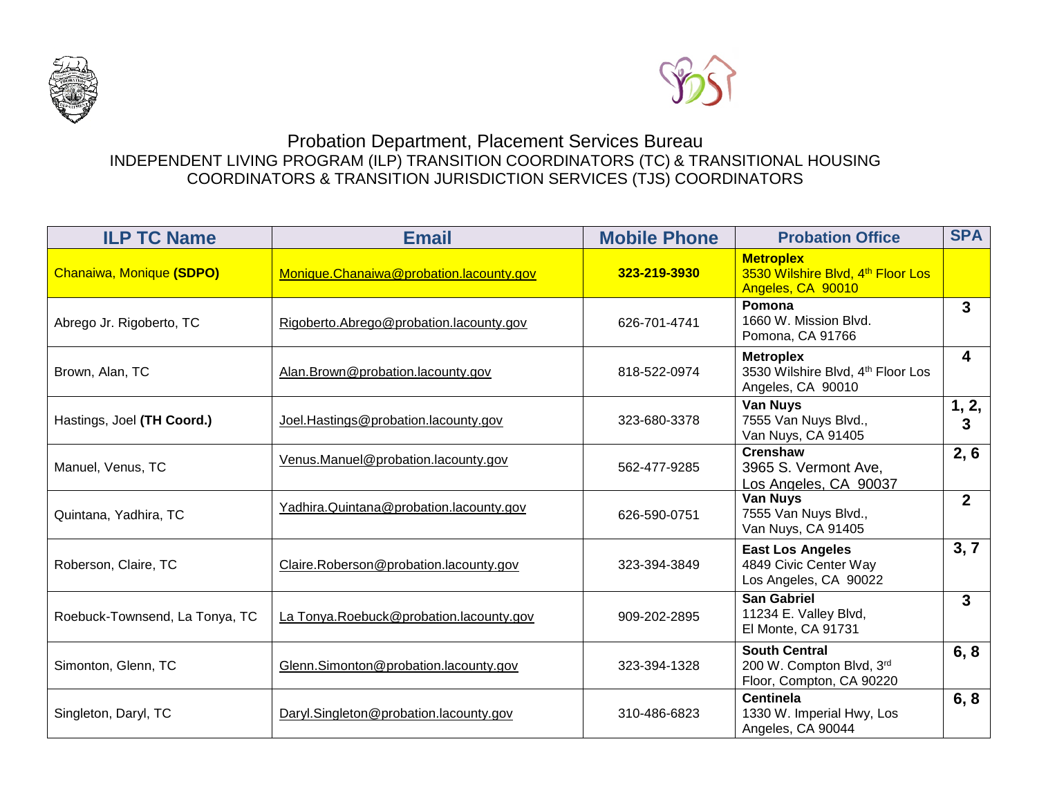# Probation Department, Placement Services Bureau

## INDEPENDENT LIVING PROGRAM (ILP) TRANSITION COORDINATORS (TC) & TRANSITIONAL HOUSING COORDINATORS & TRANSITION JURISDICTION SERVICES (TJS) COORDINATORS

| ILP TC Name | Email | Mobile Phone | Probation Office | SPA |
|---|---|---|---|---|
| Chanaiwa, Monique **(SDPO)** | Monique.Chanaiwa@probation.lacounty.gov | **323-219-3930** | **Metroplex**<br>3530 Wilshire Blvd, 4th Floor Los Angeles, CA 90010 | |
| Abrego Jr. Rigoberto, TC | Rigoberto.Abrego@probation.lacounty.gov | 626-701-4741 | **Pomona**<br>1660 W. Mission Blvd. Pomona, CA 91766 | **3** |
| Brown, Alan, TC | Alan.Brown@probation.lacounty.gov | 818-522-0974 | **Metroplex**<br>3530 Wilshire Blvd, 4th Floor Los Angeles, CA 90010 | **4** |
| Hastings, Joel **(TH Coord.)** | Joel.Hastings@probation.lacounty.gov | 323-680-3378 | **Van Nuys**<br>7555 Van Nuys Blvd., Van Nuys, CA 91405 | **1, 2, 3** |
| Manuel, Venus, TC | Venus.Manuel@probation.lacounty.gov | 562-477-9285 | **Crenshaw**<br>3965 S. Vermont Ave, Los Angeles, CA 90037 | **2, 6** |
| Quintana, Yadhira, TC | Yadhira.Quintana@probation.lacounty.gov | 626-590-0751 | **Van Nuys**<br>7555 Van Nuys Blvd., Van Nuys, CA 91405 | **2** |
| Roberson, Claire, TC | Claire.Roberson@probation.lacounty.gov | 323-394-3849 | **East Los Angeles**<br>4849 Civic Center Way Los Angeles, CA 90022 | **3, 7** |
| Roebuck-Townsend, La Tonya, TC | La Tonya.Roebuck@probation.lacounty.gov | 909-202-2895 | **San Gabriel**<br>11234 E. Valley Blvd, El Monte, CA 91731 | **3** |
| Simonton, Glenn, TC | Glenn.Simonton@probation.lacounty.gov | 323-394-1328 | **South Central**<br>200 W. Compton Blvd, 3rd Floor, Compton, CA 90220 | **6, 8** |
| Singleton, Daryl, TC | Daryl.Singleton@probation.lacounty.gov | 310-486-6823 | **Centinela**<br>1330 W. Imperial Hwy, Los Angeles, CA 90044 | **6, 8** |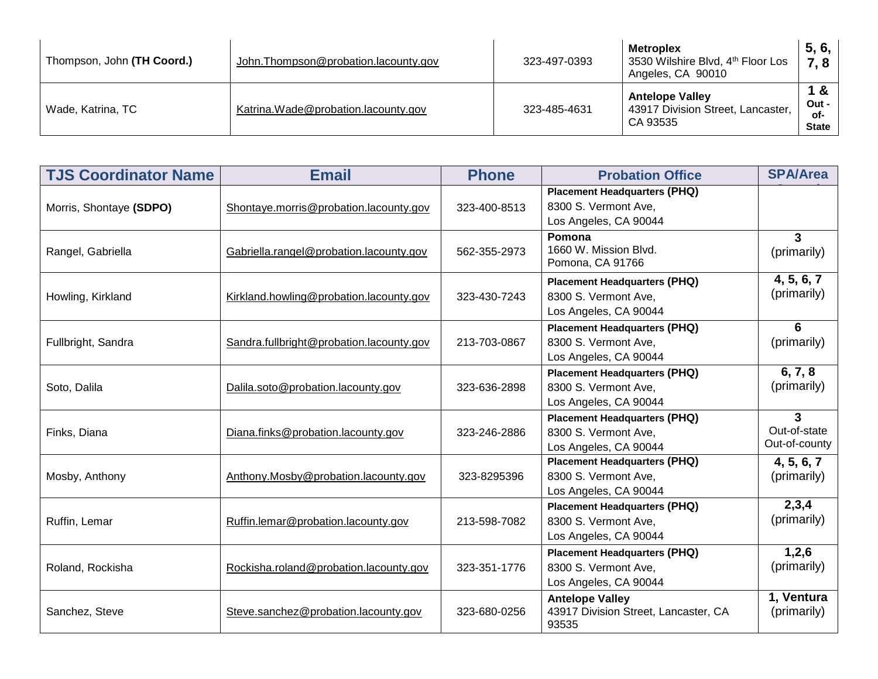| | | | | |
|---|---|---|---|---|
| Thompson, John **(TH Coord.)** | John.Thompson@probation.lacounty.gov | 323-497-0393 | **Metroplex** 3530 Wilshire Blvd, 4th Floor Los Angeles, CA 90010 | **5, 6, 7, 8** |
| Wade, Katrina, TC | Katrina.Wade@probation.lacounty.gov | 323-485-4631 | **Antelope Valley** 43917 Division Street, Lancaster, CA 93535 | **1 & Out - of- State** |

| TJS Coordinator Name | Email | Phone | Probation Office | SPA/Area |
|---|---|---|---|---|
| Morris, Shontaye **(SDPO)** | Shontaye.morris@probation.lacounty.gov | 323-400-8513 | **Placement Headquarters (PHQ)** 8300 S. Vermont Ave, Los Angeles, CA 90044 | |
| Rangel, Gabriella | Gabriella.rangel@probation.lacounty.gov | 562-355-2973 | **Pomona** 1660 W. Mission Blvd. Pomona, CA 91766 | **3** (primarily) |
| Howling, Kirkland | Kirkland.howling@probation.lacounty.gov | 323-430-7243 | **Placement Headquarters (PHQ)** 8300 S. Vermont Ave, Los Angeles, CA 90044 | **4, 5, 6, 7** (primarily) |
| Fullbright, Sandra | Sandra.fullbright@probation.lacounty.gov | 213-703-0867 | **Placement Headquarters (PHQ)** 8300 S. Vermont Ave, Los Angeles, CA 90044 | **6** (primarily) |
| Soto, Dalila | Dalila.soto@probation.lacounty.gov | 323-636-2898 | **Placement Headquarters (PHQ)** 8300 S. Vermont Ave, Los Angeles, CA 90044 | **6, 7, 8** (primarily) |
| Finks, Diana | Diana.finks@probation.lacounty.gov | 323-246-2886 | **Placement Headquarters (PHQ)** 8300 S. Vermont Ave, Los Angeles, CA 90044 | **3** Out-of-state Out-of-county |
| Mosby, Anthony | Anthony.Mosby@probation.lacounty.gov | 323-8295396 | **Placement Headquarters (PHQ)** 8300 S. Vermont Ave, Los Angeles, CA 90044 | **4, 5, 6, 7** (primarily) |
| Ruffin, Lemar | Ruffin.lemar@probation.lacounty.gov | 213-598-7082 | **Placement Headquarters (PHQ)** 8300 S. Vermont Ave, Los Angeles, CA 90044 | **2,3,4** (primarily) |
| Roland, Rockisha | Rockisha.roland@probation.lacounty.gov | 323-351-1776 | **Placement Headquarters (PHQ)** 8300 S. Vermont Ave, Los Angeles, CA 90044 | **1,2,6** (primarily) |
| Sanchez, Steve | Steve.sanchez@probation.lacounty.gov | 323-680-0256 | **Antelope Valley** 43917 Division Street, Lancaster, CA 93535 | **1, Ventura** (primarily) |